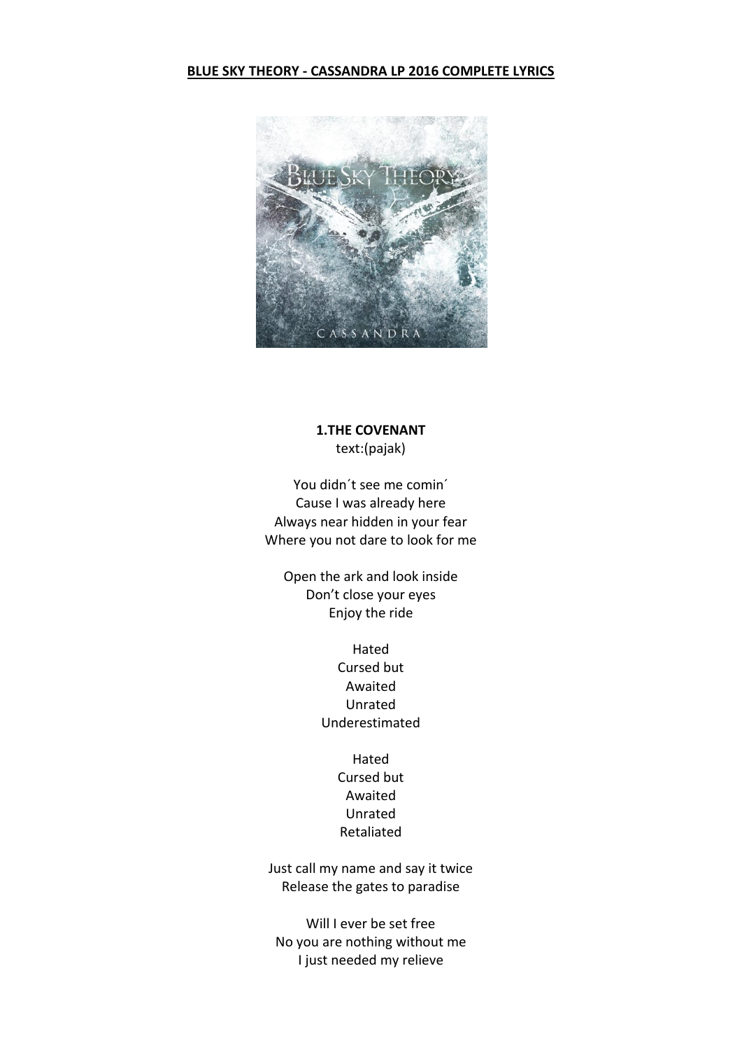**BLUE SKY THEORY - CASSANDRA LP 2016 COMPLETE LYRICS**

**1.THE COVENANT**
text:(pajak)

You didn´t see me comin´
Cause I was already here
Always near hidden in your fear
Where you not dare to look for me

Open the ark and look inside
Don't close your eyes
Enjoy the ride

Hated
Cursed but
Awaited
Unrated
Underestimated

Hated
Cursed but
Awaited
Unrated
Retaliated

Just call my name and say it twice
Release the gates to paradise

Will I ever be set free
No you are nothing without me
I just needed my relieve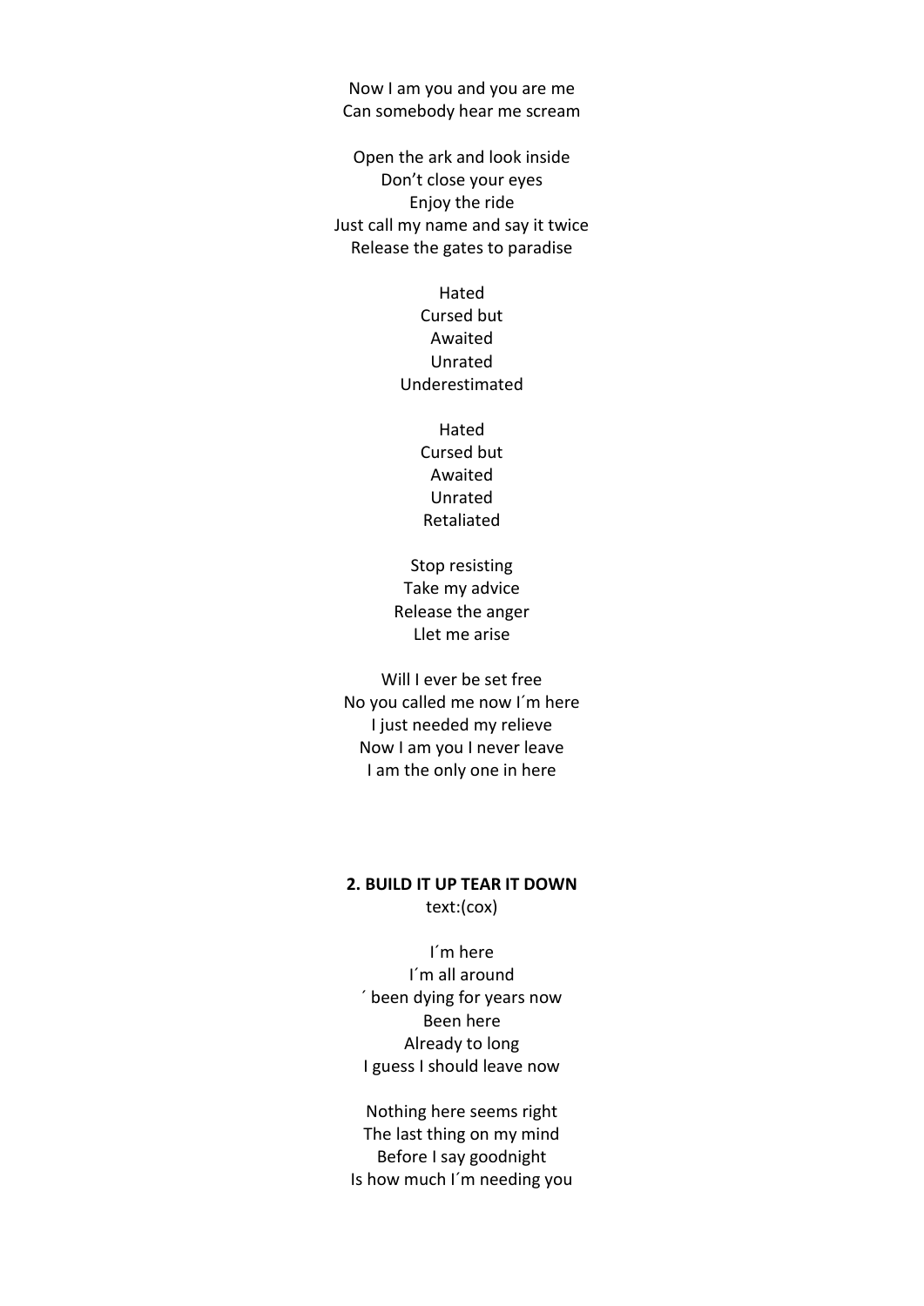Now I am you and you are me
Can somebody hear me scream

Open the ark and look inside
Don’t close your eyes
Enjoy the ride
Just call my name and say it twice
Release the gates to paradise

Hated
Cursed but
Awaited
Unrated
Underestimated

Hated
Cursed but
Awaited
Unrated
Retaliated

Stop resisting
Take my advice
Release the anger
Llet me arise

Will I ever be set free
No you called me now I´m here
I just needed my relieve
Now I am you I never leave
I am the only one in here

**2. BUILD IT UP TEAR IT DOWN**
text:(cox)

I´m here
I´m all around
´ been dying for years now
Been here
Already to long
I guess I should leave now

Nothing here seems right
The last thing on my mind
Before I say goodnight
Is how much I´m needing you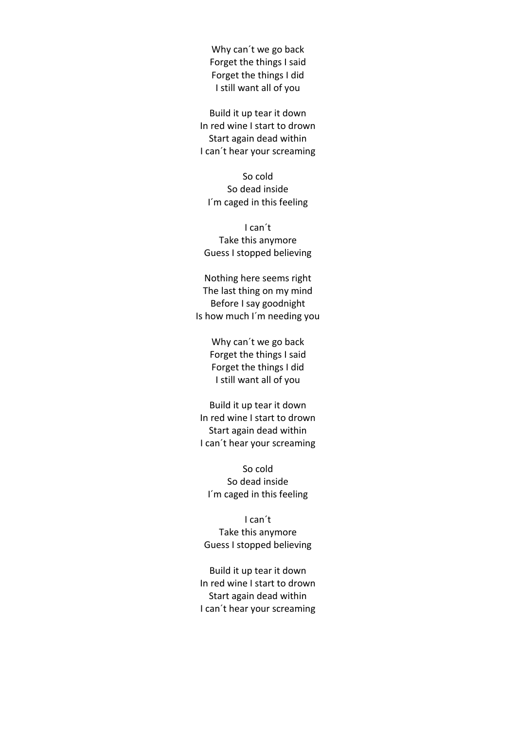Why can´t we go back  
Forget the things I said  
Forget the things I did  
I still want all of you

Build it up tear it down  
In red wine I start to drown  
Start again dead within  
I can´t hear your screaming

So cold  
So dead inside  
I´m caged in this feeling

I can´t  
Take this anymore  
Guess I stopped believing

Nothing here seems right  
The last thing on my mind  
Before I say goodnight  
Is how much I´m needing you

Why can´t we go back  
Forget the things I said  
Forget the things I did  
I still want all of you

Build it up tear it down  
In red wine I start to drown  
Start again dead within  
I can´t hear your screaming

So cold  
So dead inside  
I´m caged in this feeling

I can´t  
Take this anymore  
Guess I stopped believing

Build it up tear it down  
In red wine I start to drown  
Start again dead within  
I can´t hear your screaming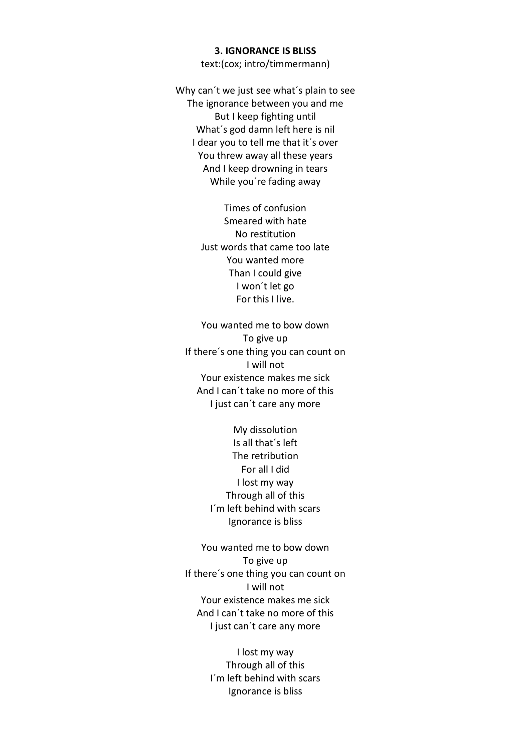**3. IGNORANCE IS BLISS**

text:(cox; intro/timmermann)

Why can´t we just see what´s plain to see
The ignorance between you and me
But I keep fighting until
What´s god damn left here is nil
I dear you to tell me that it´s over
You threw away all these years
And I keep drowning in tears
While you´re fading away

Times of confusion
Smeared with hate
No restitution
Just words that came too late
You wanted more
Than I could give
I won´t let go
For this I live.

You wanted me to bow down
To give up
If there´s one thing you can count on
I will not
Your existence makes me sick
And I can´t take no more of this
I just can´t care any more

My dissolution
Is all that´s left
The retribution
For all I did
I lost my way
Through all of this
I´m left behind with scars
Ignorance is bliss

You wanted me to bow down
To give up
If there´s one thing you can count on
I will not
Your existence makes me sick
And I can´t take no more of this
I just can´t care any more

I lost my way
Through all of this
I´m left behind with scars
Ignorance is bliss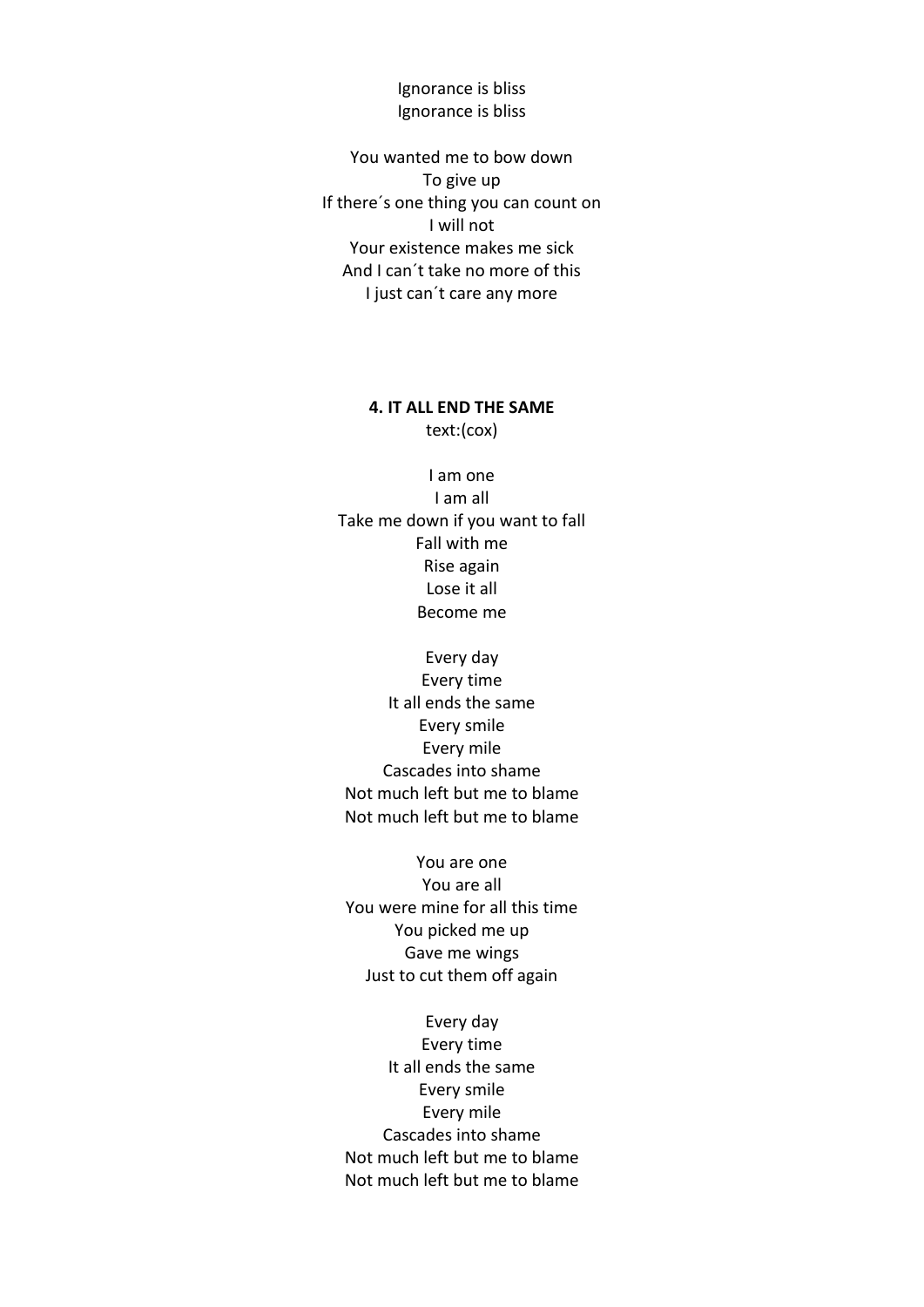Ignorance is bliss
Ignorance is bliss

You wanted me to bow down
To give up
If there´s one thing you can count on
I will not
Your existence makes me sick
And I can´t take no more of this
I just can´t care any more

**4. IT ALL END THE SAME**

text:(cox)

I am one
I am all
Take me down if you want to fall
Fall with me
Rise again
Lose it all
Become me

Every day
Every time
It all ends the same
Every smile
Every mile
Cascades into shame
Not much left but me to blame
Not much left but me to blame

You are one
You are all
You were mine for all this time
You picked me up
Gave me wings
Just to cut them off again

Every day
Every time
It all ends the same
Every smile
Every mile
Cascades into shame
Not much left but me to blame
Not much left but me to blame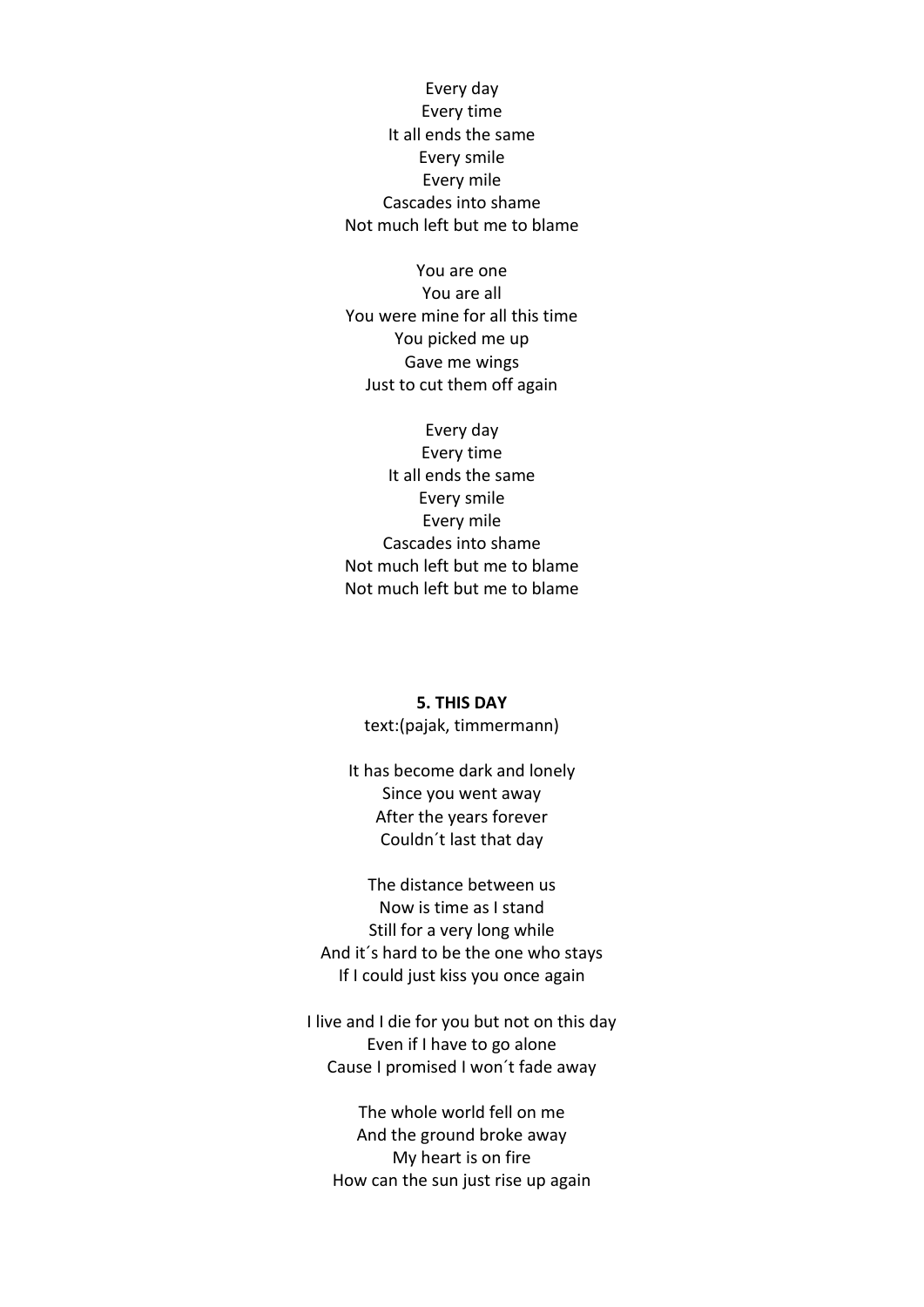Every day
Every time
It all ends the same
Every smile
Every mile
Cascades into shame
Not much left but me to blame

You are one
You are all
You were mine for all this time
You picked me up
Gave me wings
Just to cut them off again

Every day
Every time
It all ends the same
Every smile
Every mile
Cascades into shame
Not much left but me to blame
Not much left but me to blame

**5. THIS DAY**

text:(pajak, timmermann)

It has become dark and lonely
Since you went away
After the years forever
Couldn´t last that day

The distance between us
Now is time as I stand
Still for a very long while
And it´s hard to be the one who stays
If I could just kiss you once again

I live and I die for you but not on this day
Even if I have to go alone
Cause I promised I won´t fade away

The whole world fell on me
And the ground broke away
My heart is on fire
How can the sun just rise up again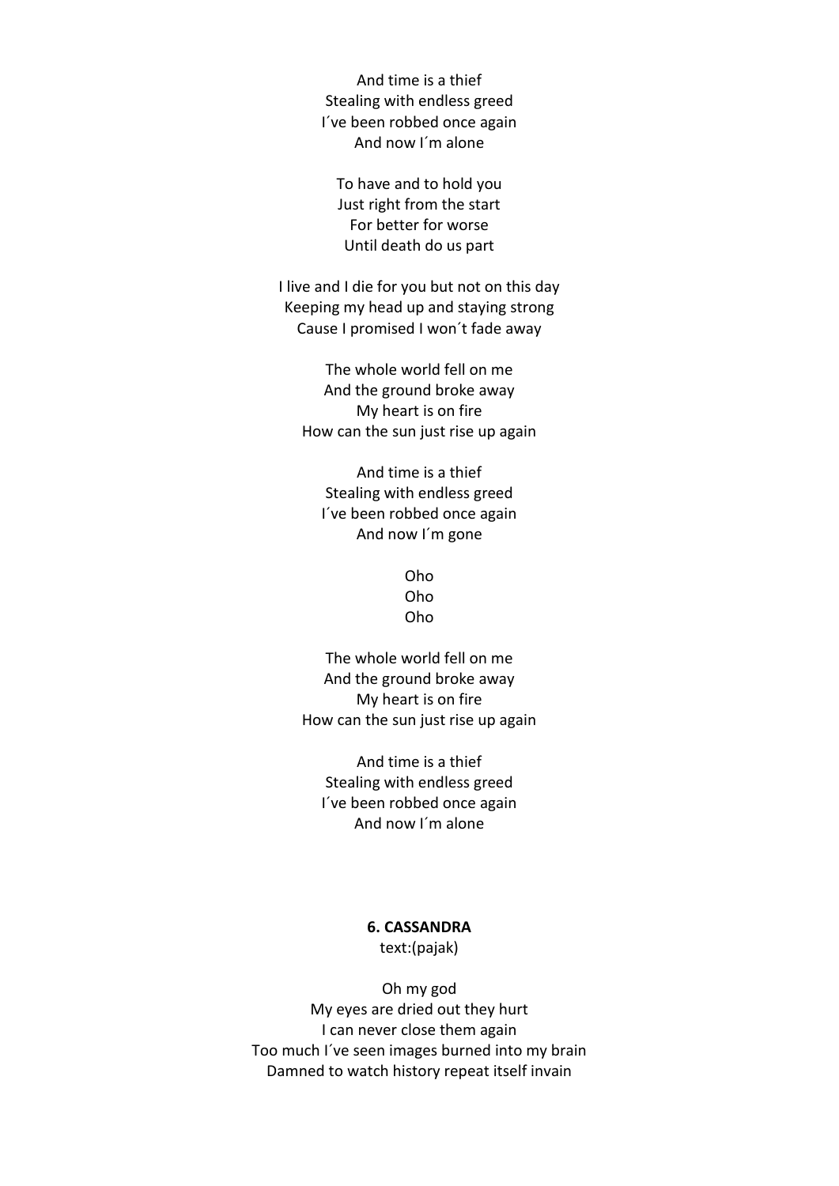And time is a thief
Stealing with endless greed
I´ve been robbed once again
And now I´m alone

To have and to hold you
Just right from the start
For better for worse
Until death do us part

I live and I die for you but not on this day
Keeping my head up and staying strong
Cause I promised I won´t fade away

The whole world fell on me
And the ground broke away
My heart is on fire
How can the sun just rise up again

And time is a thief
Stealing with endless greed
I´ve been robbed once again
And now I´m gone

Oho
Oho
Oho

The whole world fell on me
And the ground broke away
My heart is on fire
How can the sun just rise up again

And time is a thief
Stealing with endless greed
I´ve been robbed once again
And now I´m alone

**6. CASSANDRA**

text:(pajak)

Oh my god
My eyes are dried out they hurt
I can never close them again
Too much I´ve seen images burned into my brain
Damned to watch history repeat itself invain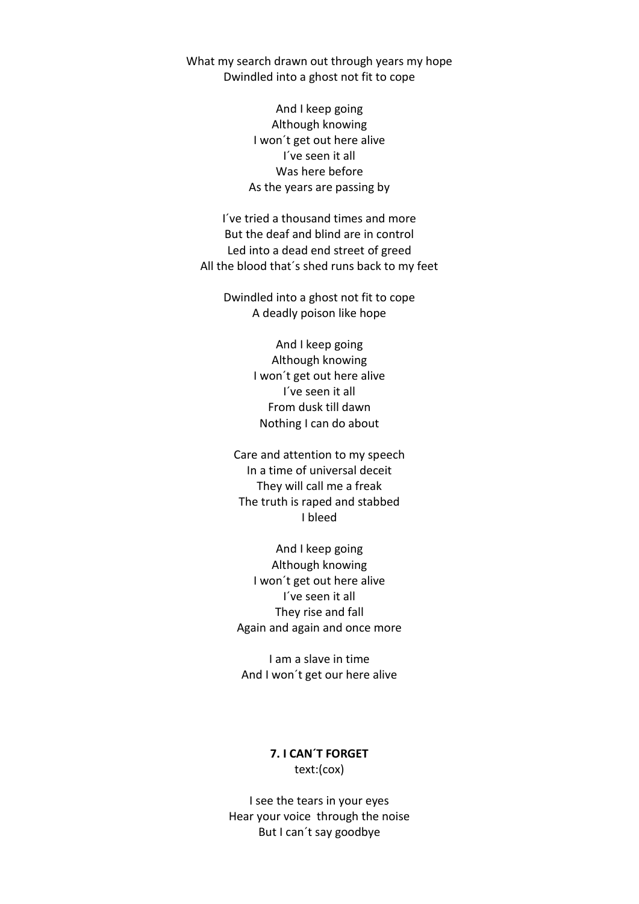What my search drawn out through years my hope
Dwindled into a ghost not fit to cope

And I keep going
Although knowing
I won´t get out here alive
I´ve seen it all
Was here before
As the years are passing by

I´ve tried a thousand times and more
But the deaf and blind are in control
Led into a dead end street of greed
All the blood that´s shed runs back to my feet

Dwindled into a ghost not fit to cope
A deadly poison like hope

And I keep going
Although knowing
I won´t get out here alive
I´ve seen it all
From dusk till dawn
Nothing I can do about

Care and attention to my speech
In a time of universal deceit
They will call me a freak
The truth is raped and stabbed
I bleed

And I keep going
Although knowing
I won´t get out here alive
I´ve seen it all
They rise and fall
Again and again and once more

I am a slave in time
And I won´t get our here alive

**7. I CAN´T FORGET**
text:(cox)

I see the tears in your eyes
Hear your voice  through the noise
But I can´t say goodbye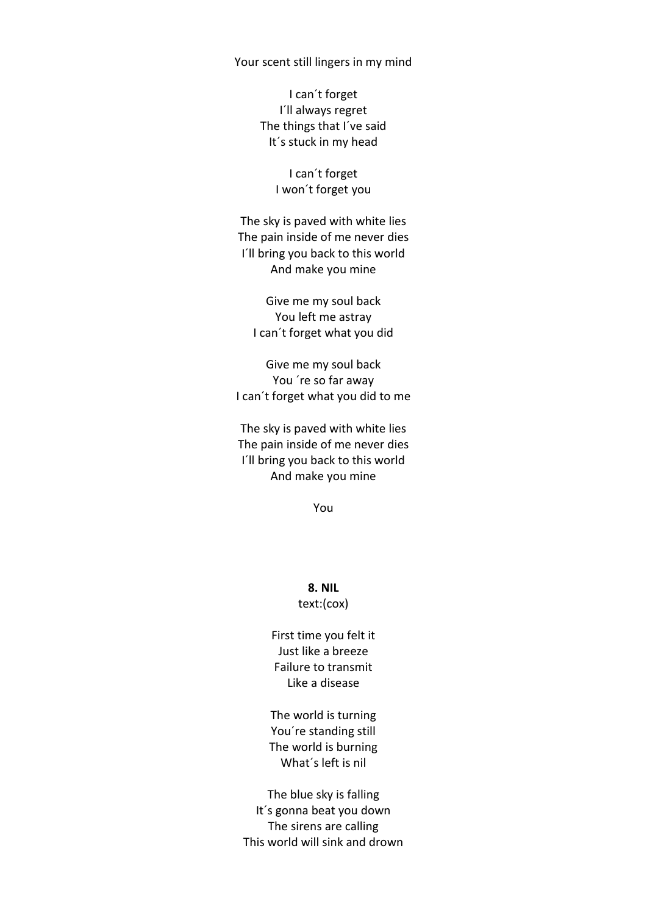Your scent still lingers in my mind

I can´t forget  
I´ll always regret  
The things that I´ve said  
It´s stuck in my head

I can´t forget  
I won´t forget you

The sky is paved with white lies  
The pain inside of me never dies  
I´ll bring you back to this world  
And make you mine

Give me my soul back  
You left me astray  
I can´t forget what you did

Give me my soul back  
You ´re so far away  
I can´t forget what you did to me

The sky is paved with white lies  
The pain inside of me never dies  
I´ll bring you back to this world  
And make you mine

You

**8. NIL**  
text:(cox)

First time you felt it  
Just like a breeze  
Failure to transmit  
Like a disease

The world is turning  
You´re standing still  
The world is burning  
What´s left is nil

The blue sky is falling  
It´s gonna beat you down  
The sirens are calling  
This world will sink and drown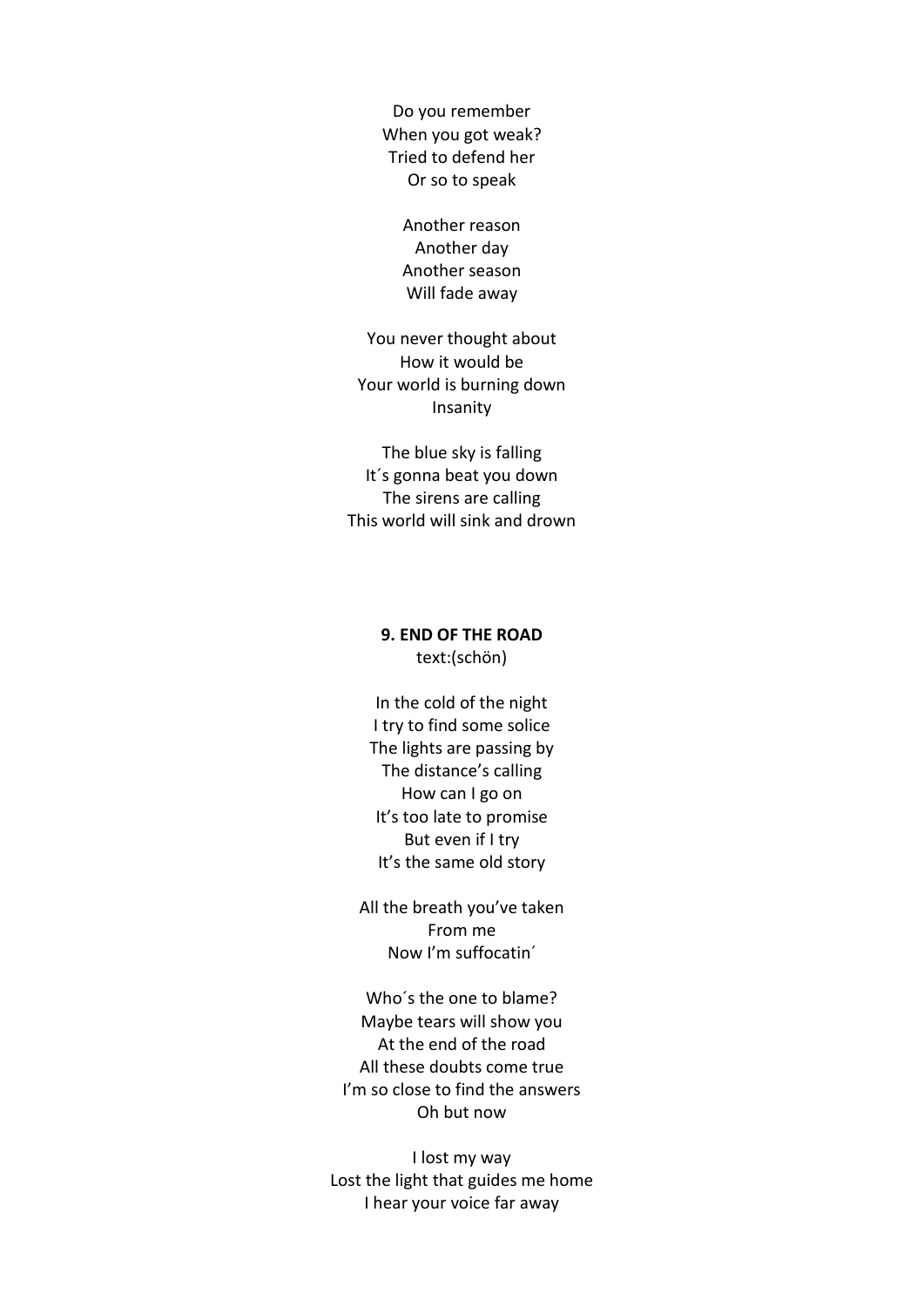Do you remember
When you got weak?
Tried to defend her
Or so to speak

Another reason
Another day
Another season
Will fade away

You never thought about
How it would be
Your world is burning down
Insanity

The blue sky is falling
It´s gonna beat you down
The sirens are calling
This world will sink and drown

**9. END OF THE ROAD**
text:(schön)

In the cold of the night
I try to find some solice
The lights are passing by
The distance's calling
How can I go on
It's too late to promise
But even if I try
It's the same old story

All the breath you've taken
From me
Now I'm suffocatin´

Who´s the one to blame?
Maybe tears will show you
At the end of the road
All these doubts come true
I'm so close to find the answers
Oh but now

I lost my way
Lost the light that guides me home
I hear your voice far away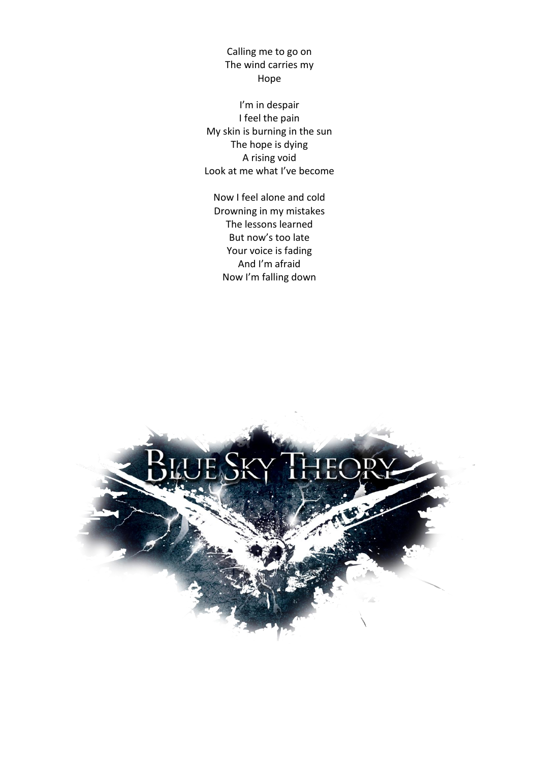Calling me to go on
The wind carries my
Hope

I'm in despair
I feel the pain
My skin is burning in the sun
The hope is dying
A rising void
Look at me what I've become

Now I feel alone and cold
Drowning in my mistakes
The lessons learned
But now's too late
Your voice is fading
And I'm afraid
Now I'm falling down